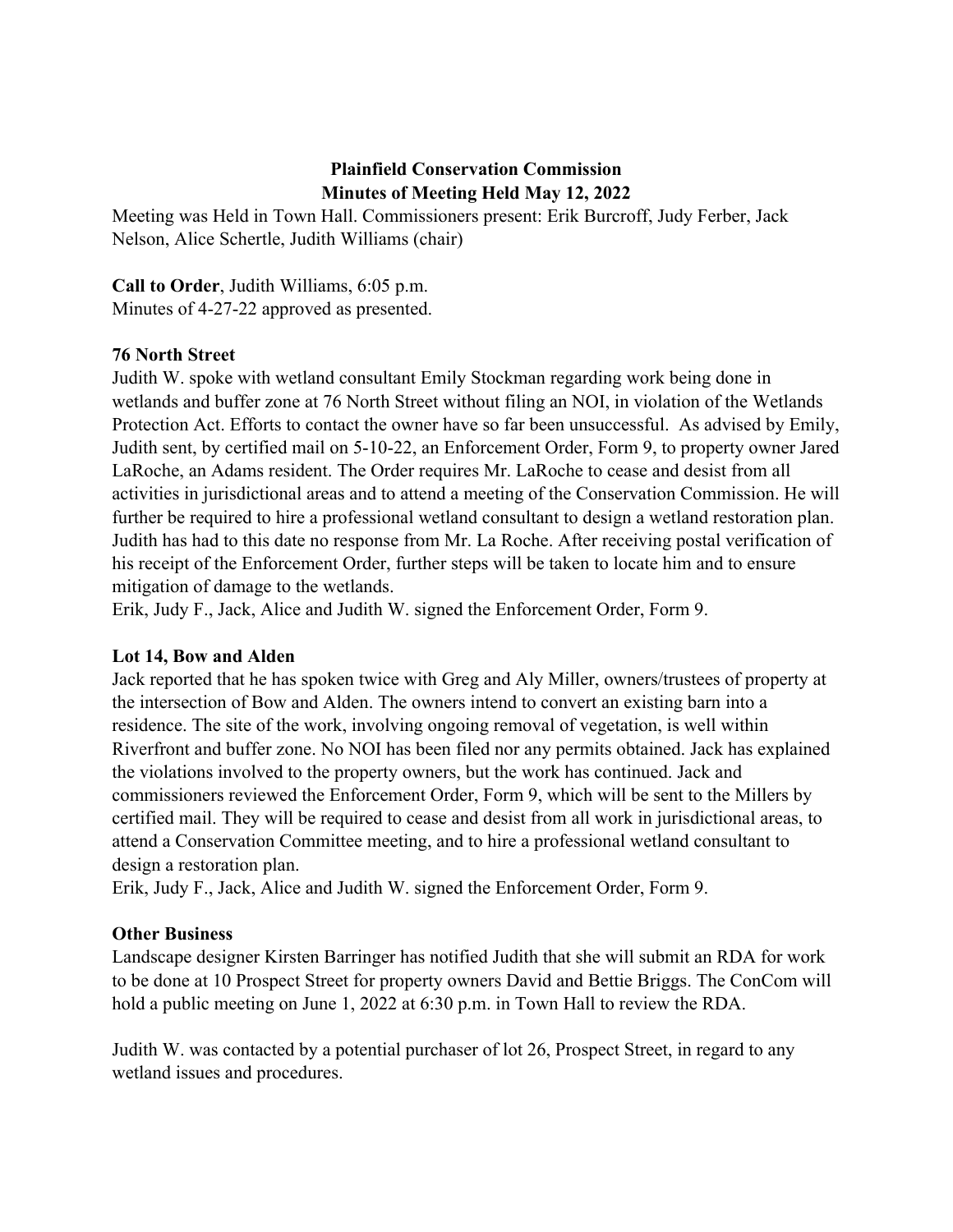# Plainfield Conservation Commission
## Minutes of Meeting Held May 12, 2022

Meeting was Held in Town Hall. Commissioners present: Erik Burcroff, Judy Ferber, Jack Nelson, Alice Schertle, Judith Williams (chair)

**Call to Order**, Judith Williams, 6:05 p.m.
Minutes of 4-27-22 approved as presented.

**76 North Street**

Judith W. spoke with wetland consultant Emily Stockman regarding work being done in wetlands and buffer zone at 76 North Street without filing an NOI, in violation of the Wetlands Protection Act. Efforts to contact the owner have so far been unsuccessful. As advised by Emily, Judith sent, by certified mail on 5-10-22, an Enforcement Order, Form 9, to property owner Jared LaRoche, an Adams resident. The Order requires Mr. LaRoche to cease and desist from all activities in jurisdictional areas and to attend a meeting of the Conservation Commission. He will further be required to hire a professional wetland consultant to design a wetland restoration plan. Judith has had to this date no response from Mr. La Roche. After receiving postal verification of his receipt of the Enforcement Order, further steps will be taken to locate him and to ensure mitigation of damage to the wetlands.
Erik, Judy F., Jack, Alice and Judith W. signed the Enforcement Order, Form 9.

**Lot 14, Bow and Alden**

Jack reported that he has spoken twice with Greg and Aly Miller, owners/trustees of property at the intersection of Bow and Alden. The owners intend to convert an existing barn into a residence. The site of the work, involving ongoing removal of vegetation, is well within Riverfront and buffer zone. No NOI has been filed nor any permits obtained. Jack has explained the violations involved to the property owners, but the work has continued. Jack and commissioners reviewed the Enforcement Order, Form 9, which will be sent to the Millers by certified mail. They will be required to cease and desist from all work in jurisdictional areas, to attend a Conservation Committee meeting, and to hire a professional wetland consultant to design a restoration plan.
Erik, Judy F., Jack, Alice and Judith W. signed the Enforcement Order, Form 9.

**Other Business**

Landscape designer Kirsten Barringer has notified Judith that she will submit an RDA for work to be done at 10 Prospect Street for property owners David and Bettie Briggs. The ConCom will hold a public meeting on June 1, 2022 at 6:30 p.m. in Town Hall to review the RDA.

Judith W. was contacted by a potential purchaser of lot 26, Prospect Street, in regard to any wetland issues and procedures.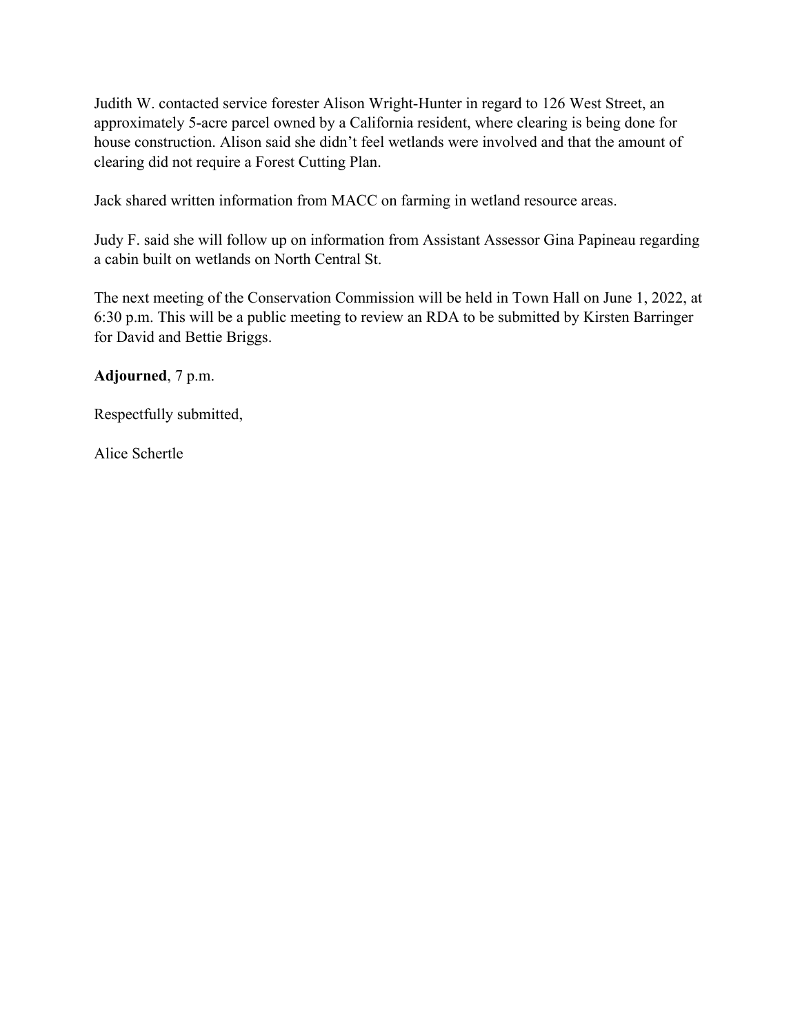Judith W. contacted service forester Alison Wright-Hunter in regard to 126 West Street, an approximately 5-acre parcel owned by a California resident, where clearing is being done for house construction. Alison said she didn't feel wetlands were involved and that the amount of clearing did not require a Forest Cutting Plan.

Jack shared written information from MACC on farming in wetland resource areas.

Judy F. said she will follow up on information from Assistant Assessor Gina Papineau regarding a cabin built on wetlands on North Central St.

The next meeting of the Conservation Commission will be held in Town Hall on June 1, 2022, at 6:30 p.m. This will be a public meeting to review an RDA to be submitted by Kirsten Barringer for David and Bettie Briggs.

**Adjourned**, 7 p.m.

Respectfully submitted,

Alice Schertle